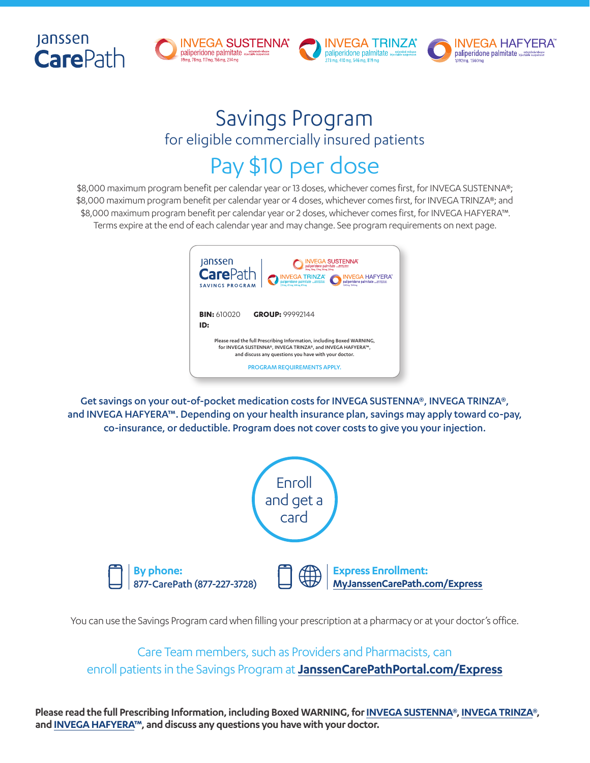Janssen **CarePath**

INVEGA SUSTENNA® paliperidone palmitate extended-release injectable suspension 39mg, 78mg, 117mg, 156mg, 234mg

INVEGA TRINZA® paliperidone palmitate extended-release injectable suspension 273mg, 410mg, 546mg, 819mg

INVEGA HAFYERA™ paliperidone palmitate extended-release injectable suspension 1,092mg, 1,560mg

# Savings Program

## for eligible commercially insured patients

# Pay $10 per dose

$8,000 maximum program benefit per calendar year or 13 doses, whichever comes first, for INVEGA SUSTENNA®; $8,000 maximum program benefit per calendar year or 4 doses, whichever comes first, for INVEGA TRINZA®; and $8,000 maximum program benefit per calendar year or 2 doses, whichever comes first, for INVEGA HAFYERA™. Terms expire at the end of each calendar year and may change. See program requirements on next page.

Janssen **CarePath** SAVINGS PROGRAM

INVEGA SUSTENNA® | INVEGA TRINZA® | INVEGA HAFYERA™

**BIN:** 610020 **GROUP:** 99992144
**ID:**

Please read the full Prescribing Information, including Boxed WARNING, for INVEGA SUSTENNA®, INVEGA TRINZA®, and INVEGA HAFYERA™, and discuss any questions you have with your doctor.

PROGRAM REQUIREMENTS APPLY.

**Get savings on your out-of-pocket medication costs for INVEGA SUSTENNA®, INVEGA TRINZA®, and INVEGA HAFYERA™. Depending on your health insurance plan, savings may apply toward co-pay, co-insurance, or deductible. Program does not cover costs to give you your injection.**

## Enroll and get a card

**By phone:**
877-CarePath (877-227-3728)

**Express Enrollment:**
**MyJanssenCarePath.com/Express**

You can use the Savings Program card when filling your prescription at a pharmacy or at your doctor's office.

Care Team members, such as Providers and Pharmacists, can enroll patients in the Savings Program at **JanssenCarePathPortal.com/Express**

**Please read the full Prescribing Information, including Boxed WARNING, for INVEGA SUSTENNA®, INVEGA TRINZA®, and INVEGA HAFYERA™, and discuss any questions you have with your doctor.**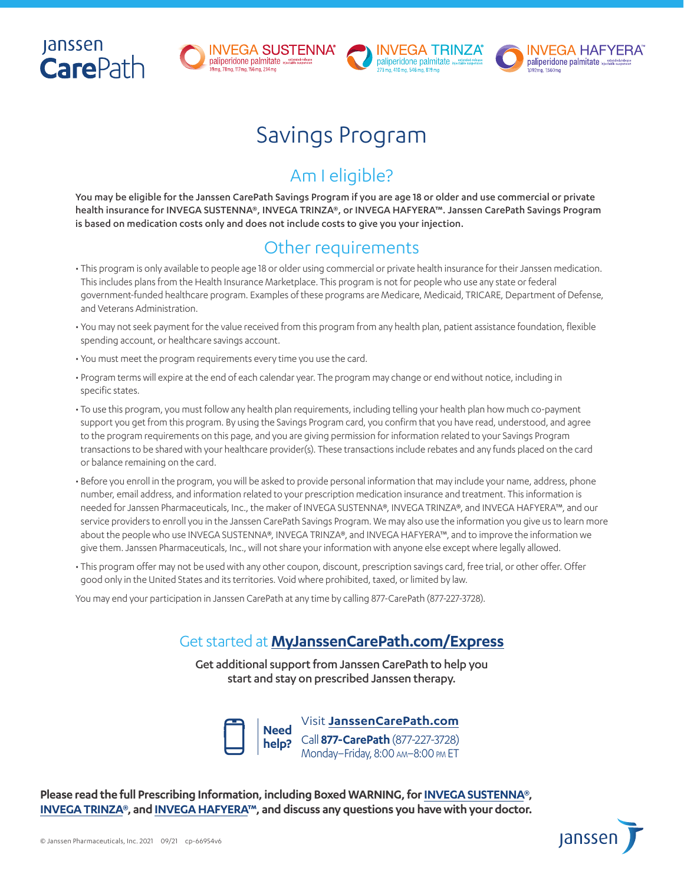Janssen **Care**Path

INVEGA SUSTENNA® paliperidone palmitate extended-release injectable suspension 39mg, 78mg, 117mg, 156mg, 234mg

INVEGA TRINZA® paliperidone palmitate extended-release injectable suspension 273mg, 410mg, 546mg, 819mg

INVEGA HAFYERA™ paliperidone palmitate extended-release injectable suspension 1,092mg, 1,560mg

# Savings Program

## Am I eligible?

**You may be eligible for the Janssen CarePath Savings Program if you are age 18 or older and use commercial or private health insurance for INVEGA SUSTENNA®, INVEGA TRINZA®, or INVEGA HAFYERA™. Janssen CarePath Savings Program is based on medication costs only and does not include costs to give you your injection.**

## Other requirements

- This program is only available to people age 18 or older using commercial or private health insurance for their Janssen medication. This includes plans from the Health Insurance Marketplace. This program is not for people who use any state or federal government-funded healthcare program. Examples of these programs are Medicare, Medicaid, TRICARE, Department of Defense, and Veterans Administration.
- You may not seek payment for the value received from this program from any health plan, patient assistance foundation, flexible spending account, or healthcare savings account.
- You must meet the program requirements every time you use the card.
- Program terms will expire at the end of each calendar year. The program may change or end without notice, including in specific states.
- To use this program, you must follow any health plan requirements, including telling your health plan how much co-payment support you get from this program. By using the Savings Program card, you confirm that you have read, understood, and agree to the program requirements on this page, and you are giving permission for information related to your Savings Program transactions to be shared with your healthcare provider(s). These transactions include rebates and any funds placed on the card or balance remaining on the card.
- Before you enroll in the program, you will be asked to provide personal information that may include your name, address, phone number, email address, and information related to your prescription medication insurance and treatment. This information is needed for Janssen Pharmaceuticals, Inc., the maker of INVEGA SUSTENNA®, INVEGA TRINZA®, and INVEGA HAFYERA™, and our service providers to enroll you in the Janssen CarePath Savings Program. We may also use the information you give us to learn more about the people who use INVEGA SUSTENNA®, INVEGA TRINZA®, and INVEGA HAFYERA™, and to improve the information we give them. Janssen Pharmaceuticals, Inc., will not share your information with anyone else except where legally allowed.
- This program offer may not be used with any other coupon, discount, prescription savings card, free trial, or other offer. Offer good only in the United States and its territories. Void where prohibited, taxed, or limited by law.

You may end your participation in Janssen CarePath at any time by calling 877-CarePath (877-227-3728).

## Get started at **MyJanssenCarePath.com/Express**

**Get additional support from Janssen CarePath to help you start and stay on prescribed Janssen therapy.**

**Need help?** Visit **JanssenCarePath.com**
Call **877-CarePath** (877-227-3728)
Monday–Friday, 8:00 AM–8:00 PM ET

**Please read the full Prescribing Information, including Boxed WARNING, for INVEGA SUSTENNA®, INVEGA TRINZA®, and INVEGA HAFYERA™, and discuss any questions you have with your doctor.**

© Janssen Pharmaceuticals, Inc. 2021 09/21 cp-66954v6

Janssen